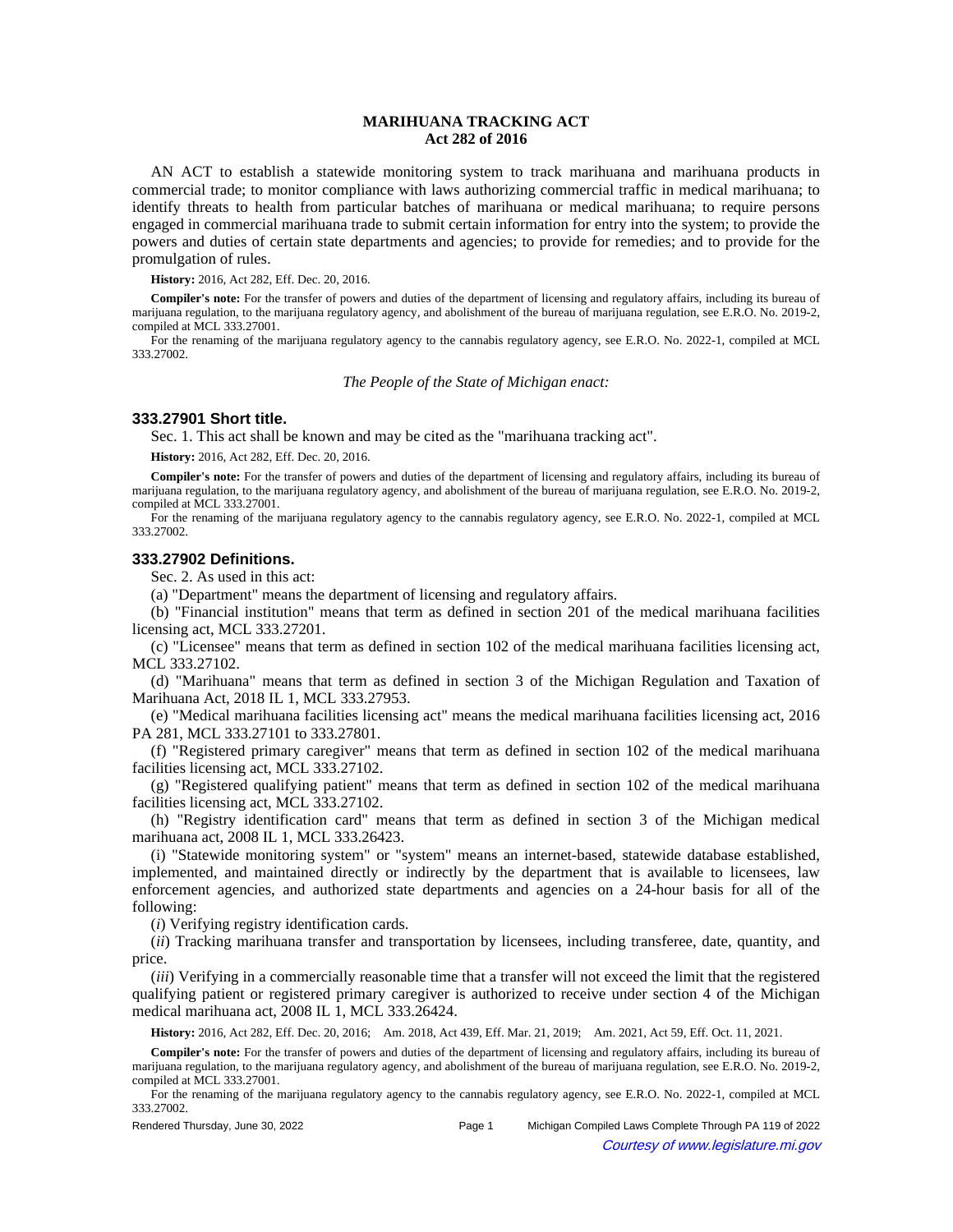# MARIHUANA TRACKING ACT
## Act 282 of 2016

AN ACT to establish a statewide monitoring system to track marihuana and marihuana products in commercial trade; to monitor compliance with laws authorizing commercial traffic in medical marihuana; to identify threats to health from particular batches of marihuana or medical marihuana; to require persons engaged in commercial marihuana trade to submit certain information for entry into the system; to provide the powers and duties of certain state departments and agencies; to provide for remedies; and to provide for the promulgation of rules.

**History:** 2016, Act 282, Eff. Dec. 20, 2016.

**Compiler's note:** For the transfer of powers and duties of the department of licensing and regulatory affairs, including its bureau of marijuana regulation, to the marijuana regulatory agency, and abolishment of the bureau of marijuana regulation, see E.R.O. No. 2019-2, compiled at MCL 333.27001.

For the renaming of the marijuana regulatory agency to the cannabis regulatory agency, see E.R.O. No. 2022-1, compiled at MCL 333.27002.

*The People of the State of Michigan enact:*

### 333.27901 Short title.

Sec. 1. This act shall be known and may be cited as the "marihuana tracking act".

**History:** 2016, Act 282, Eff. Dec. 20, 2016.

**Compiler's note:** For the transfer of powers and duties of the department of licensing and regulatory affairs, including its bureau of marijuana regulation, to the marijuana regulatory agency, and abolishment of the bureau of marijuana regulation, see E.R.O. No. 2019-2, compiled at MCL 333.27001.

For the renaming of the marijuana regulatory agency to the cannabis regulatory agency, see E.R.O. No. 2022-1, compiled at MCL 333.27002.

### 333.27902 Definitions.

Sec. 2. As used in this act:

(a) "Department" means the department of licensing and regulatory affairs.

(b) "Financial institution" means that term as defined in section 201 of the medical marihuana facilities licensing act, MCL 333.27201.

(c) "Licensee" means that term as defined in section 102 of the medical marihuana facilities licensing act, MCL 333.27102.

(d) "Marihuana" means that term as defined in section 3 of the Michigan Regulation and Taxation of Marihuana Act, 2018 IL 1, MCL 333.27953.

(e) "Medical marihuana facilities licensing act" means the medical marihuana facilities licensing act, 2016 PA 281, MCL 333.27101 to 333.27801.

(f) "Registered primary caregiver" means that term as defined in section 102 of the medical marihuana facilities licensing act, MCL 333.27102.

(g) "Registered qualifying patient" means that term as defined in section 102 of the medical marihuana facilities licensing act, MCL 333.27102.

(h) "Registry identification card" means that term as defined in section 3 of the Michigan medical marihuana act, 2008 IL 1, MCL 333.26423.

(i) "Statewide monitoring system" or "system" means an internet-based, statewide database established, implemented, and maintained directly or indirectly by the department that is available to licensees, law enforcement agencies, and authorized state departments and agencies on a 24-hour basis for all of the following:

(*i*) Verifying registry identification cards.

(*ii*) Tracking marihuana transfer and transportation by licensees, including transferee, date, quantity, and price.

(*iii*) Verifying in a commercially reasonable time that a transfer will not exceed the limit that the registered qualifying patient or registered primary caregiver is authorized to receive under section 4 of the Michigan medical marihuana act, 2008 IL 1, MCL 333.26424.

**History:** 2016, Act 282, Eff. Dec. 20, 2016; Am. 2018, Act 439, Eff. Mar. 21, 2019; Am. 2021, Act 59, Eff. Oct. 11, 2021.

**Compiler's note:** For the transfer of powers and duties of the department of licensing and regulatory affairs, including its bureau of marijuana regulation, to the marijuana regulatory agency, and abolishment of the bureau of marijuana regulation, see E.R.O. No. 2019-2, compiled at MCL 333.27001.

For the renaming of the marijuana regulatory agency to the cannabis regulatory agency, see E.R.O. No. 2022-1, compiled at MCL 333.27002.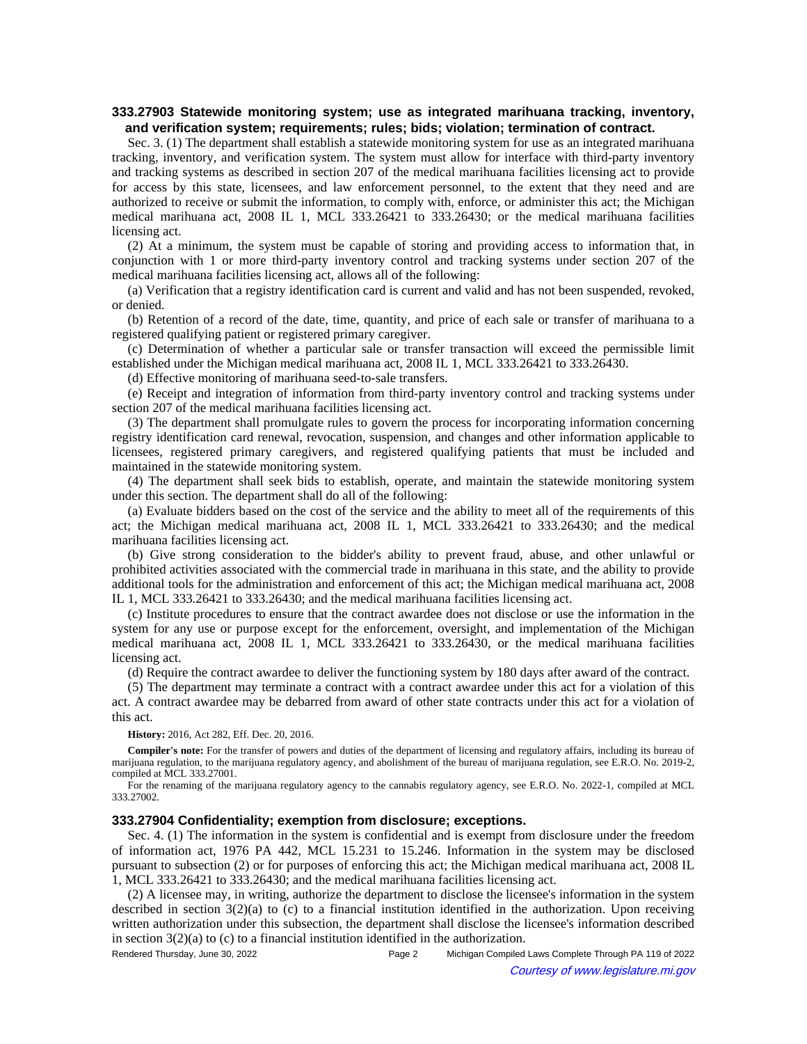### 333.27903 Statewide monitoring system; use as integrated marihuana tracking, inventory, and verification system; requirements; rules; bids; violation; termination of contract.

Sec. 3. (1) The department shall establish a statewide monitoring system for use as an integrated marihuana tracking, inventory, and verification system. The system must allow for interface with third-party inventory and tracking systems as described in section 207 of the medical marihuana facilities licensing act to provide for access by this state, licensees, and law enforcement personnel, to the extent that they need and are authorized to receive or submit the information, to comply with, enforce, or administer this act; the Michigan medical marihuana act, 2008 IL 1, MCL 333.26421 to 333.26430; or the medical marihuana facilities licensing act.

(2) At a minimum, the system must be capable of storing and providing access to information that, in conjunction with 1 or more third-party inventory control and tracking systems under section 207 of the medical marihuana facilities licensing act, allows all of the following:

(a) Verification that a registry identification card is current and valid and has not been suspended, revoked, or denied.

(b) Retention of a record of the date, time, quantity, and price of each sale or transfer of marihuana to a registered qualifying patient or registered primary caregiver.

(c) Determination of whether a particular sale or transfer transaction will exceed the permissible limit established under the Michigan medical marihuana act, 2008 IL 1, MCL 333.26421 to 333.26430.

(d) Effective monitoring of marihuana seed-to-sale transfers.

(e) Receipt and integration of information from third-party inventory control and tracking systems under section 207 of the medical marihuana facilities licensing act.

(3) The department shall promulgate rules to govern the process for incorporating information concerning registry identification card renewal, revocation, suspension, and changes and other information applicable to licensees, registered primary caregivers, and registered qualifying patients that must be included and maintained in the statewide monitoring system.

(4) The department shall seek bids to establish, operate, and maintain the statewide monitoring system under this section. The department shall do all of the following:

(a) Evaluate bidders based on the cost of the service and the ability to meet all of the requirements of this act; the Michigan medical marihuana act, 2008 IL 1, MCL 333.26421 to 333.26430; and the medical marihuana facilities licensing act.

(b) Give strong consideration to the bidder's ability to prevent fraud, abuse, and other unlawful or prohibited activities associated with the commercial trade in marihuana in this state, and the ability to provide additional tools for the administration and enforcement of this act; the Michigan medical marihuana act, 2008 IL 1, MCL 333.26421 to 333.26430; and the medical marihuana facilities licensing act.

(c) Institute procedures to ensure that the contract awardee does not disclose or use the information in the system for any use or purpose except for the enforcement, oversight, and implementation of the Michigan medical marihuana act, 2008 IL 1, MCL 333.26421 to 333.26430, or the medical marihuana facilities licensing act.

(d) Require the contract awardee to deliver the functioning system by 180 days after award of the contract.

(5) The department may terminate a contract with a contract awardee under this act for a violation of this act. A contract awardee may be debarred from award of other state contracts under this act for a violation of this act.

**History:** 2016, Act 282, Eff. Dec. 20, 2016.

**Compiler's note:** For the transfer of powers and duties of the department of licensing and regulatory affairs, including its bureau of marijuana regulation, to the marijuana regulatory agency, and abolishment of the bureau of marijuana regulation, see E.R.O. No. 2019-2, compiled at MCL 333.27001.

For the renaming of the marijuana regulatory agency to the cannabis regulatory agency, see E.R.O. No. 2022-1, compiled at MCL 333.27002.

### 333.27904 Confidentiality; exemption from disclosure; exceptions.

Sec. 4. (1) The information in the system is confidential and is exempt from disclosure under the freedom of information act, 1976 PA 442, MCL 15.231 to 15.246. Information in the system may be disclosed pursuant to subsection (2) or for purposes of enforcing this act; the Michigan medical marihuana act, 2008 IL 1, MCL 333.26421 to 333.26430; and the medical marihuana facilities licensing act.

(2) A licensee may, in writing, authorize the department to disclose the licensee's information in the system described in section 3(2)(a) to (c) to a financial institution identified in the authorization. Upon receiving written authorization under this subsection, the department shall disclose the licensee's information described in section 3(2)(a) to (c) to a financial institution identified in the authorization.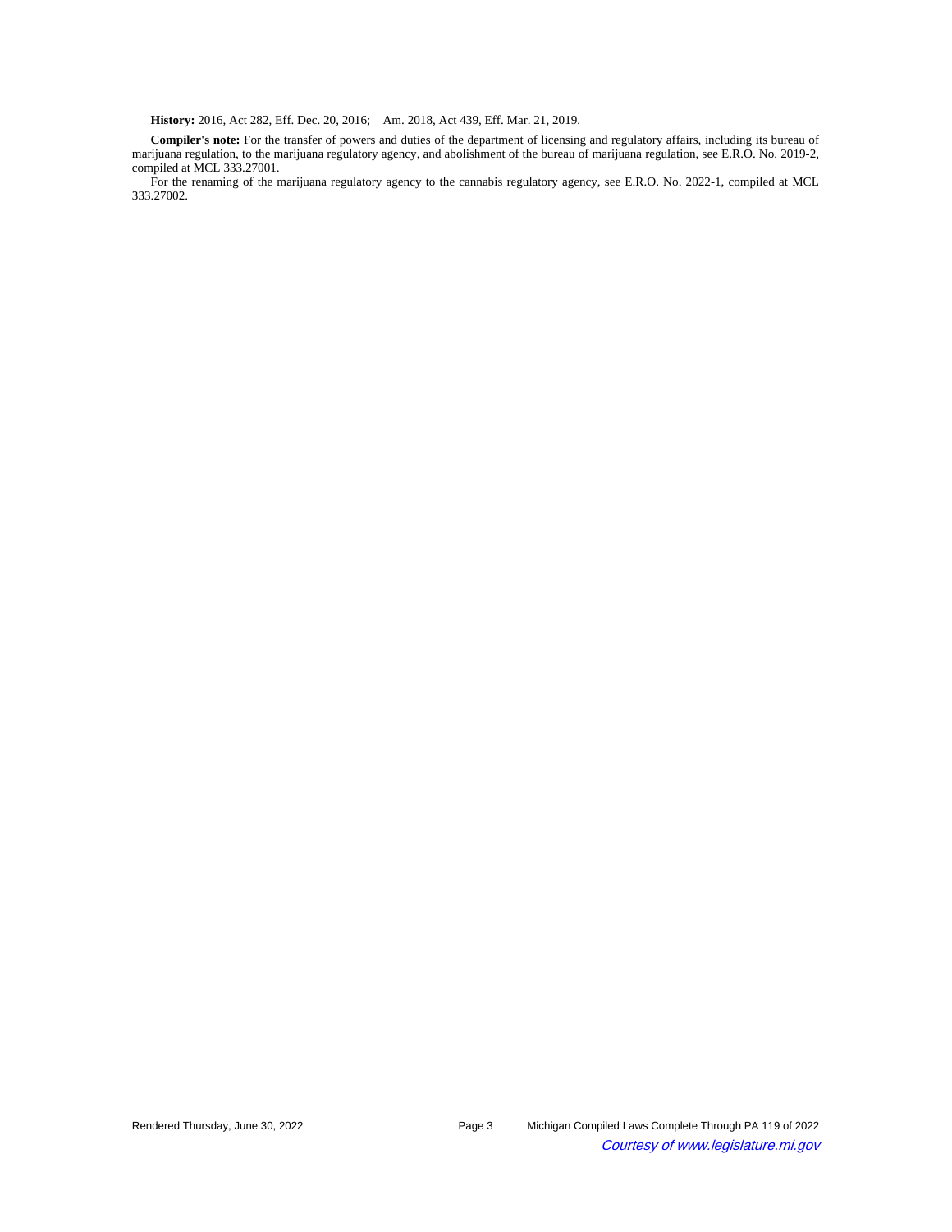**History:** 2016, Act 282, Eff. Dec. 20, 2016; Am. 2018, Act 439, Eff. Mar. 21, 2019.

**Compiler's note:** For the transfer of powers and duties of the department of licensing and regulatory affairs, including its bureau of marijuana regulation, to the marijuana regulatory agency, and abolishment of the bureau of marijuana regulation, see E.R.O. No. 2019-2, compiled at MCL 333.27001.

For the renaming of the marijuana regulatory agency to the cannabis regulatory agency, see E.R.O. No. 2022-1, compiled at MCL 333.27002.